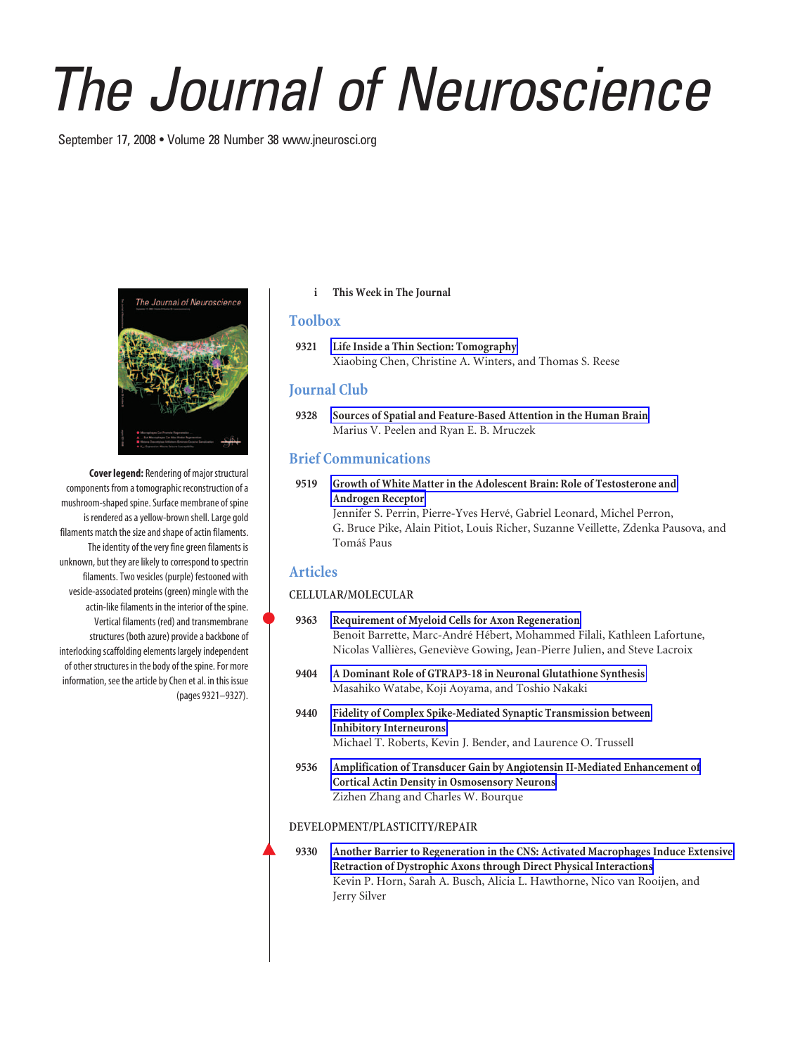# The Journal of Neuroscience

September 17, 2008 • Volume 28 Number 38 www.jneurosci.org

**Cover legend:** Rendering of major structural components from a tomographic reconstruction of a mushroom-shaped spine. Surface membrane of spine is rendered as a yellow-brown shell. Large gold filaments match the size and shape of actin filaments. The identity of the very fine green filaments is unknown, but they are likely to correspond to spectrin filaments. Two vesicles (purple) festooned with vesicle-associated proteins (green) mingle with the actin-like filaments in the interior of the spine. Vertical filaments (red) and transmembrane structures (both azure) provide a backbone of interlocking scaffolding elements largely independent of other structures in the body of the spine. For more information, see the article by Chen et al. in this issue (pages 9321–9327).

i **This Week in The Journal**

## Toolbox

9321 **Life Inside a Thin Section: Tomography**
Xiaobing Chen, Christine A. Winters, and Thomas S. Reese

## Journal Club

9328 **Sources of Spatial and Feature-Based Attention in the Human Brain**
Marius V. Peelen and Ryan E. B. Mruczek

## Brief Communications

9519 **Growth of White Matter in the Adolescent Brain: Role of Testosterone and Androgen Receptor**
Jennifer S. Perrin, Pierre-Yves Hervé, Gabriel Leonard, Michel Perron, G. Bruce Pike, Alain Pitiot, Louis Richer, Suzanne Veillette, Zdenka Pausova, and Tomáš Paus

## Articles

### CELLULAR/MOLECULAR

9363 **Requirement of Myeloid Cells for Axon Regeneration**
Benoit Barrette, Marc-André Hébert, Mohammed Filali, Kathleen Lafortune, Nicolas Vallières, Geneviève Gowing, Jean-Pierre Julien, and Steve Lacroix

9404 **A Dominant Role of GTRAP3-18 in Neuronal Glutathione Synthesis**
Masahiko Watabe, Koji Aoyama, and Toshio Nakaki

9440 **Fidelity of Complex Spike-Mediated Synaptic Transmission between Inhibitory Interneurons**
Michael T. Roberts, Kevin J. Bender, and Laurence O. Trussell

9536 **Amplification of Transducer Gain by Angiotensin II-Mediated Enhancement of Cortical Actin Density in Osmosensory Neurons**
Zizhen Zhang and Charles W. Bourque

### DEVELOPMENT/PLASTICITY/REPAIR

9330 **Another Barrier to Regeneration in the CNS: Activated Macrophages Induce Extensive Retraction of Dystrophic Axons through Direct Physical Interactions**
Kevin P. Horn, Sarah A. Busch, Alicia L. Hawthorne, Nico van Rooijen, and Jerry Silver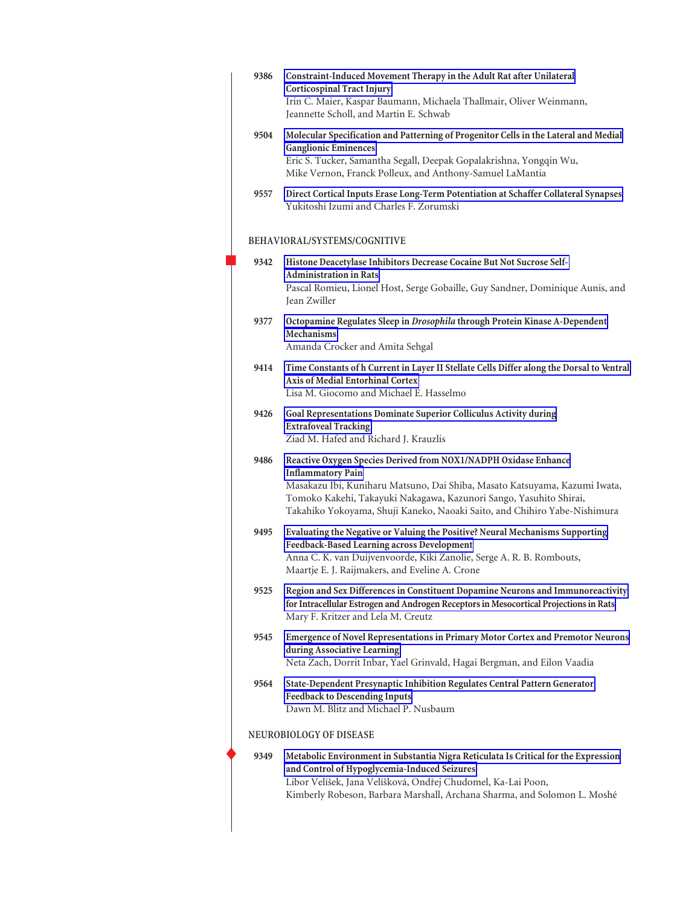9386 **Constraint-Induced Movement Therapy in the Adult Rat after Unilateral Corticospinal Tract Injury**
Irin C. Maier, Kaspar Baumann, Michaela Thallmair, Oliver Weinmann, Jeannette Scholl, and Martin E. Schwab

9504 **Molecular Specification and Patterning of Progenitor Cells in the Lateral and Medial Ganglionic Eminences**
Eric S. Tucker, Samantha Segall, Deepak Gopalakrishna, Yongqin Wu, Mike Vernon, Franck Polleux, and Anthony-Samuel LaMantia

9557 **Direct Cortical Inputs Erase Long-Term Potentiation at Schaffer Collateral Synapses**
Yukitoshi Izumi and Charles F. Zorumski

## BEHAVIORAL/SYSTEMS/COGNITIVE

9342 **Histone Deacetylase Inhibitors Decrease Cocaine But Not Sucrose Self-Administration in Rats**
Pascal Romieu, Lionel Host, Serge Gobaille, Guy Sandner, Dominique Aunis, and Jean Zwiller

9377 **Octopamine Regulates Sleep in *Drosophila* through Protein Kinase A-Dependent Mechanisms**
Amanda Crocker and Amita Sehgal

9414 **Time Constants of h Current in Layer II Stellate Cells Differ along the Dorsal to Ventral Axis of Medial Entorhinal Cortex**
Lisa M. Giocomo and Michael E. Hasselmo

9426 **Goal Representations Dominate Superior Colliculus Activity during Extrafoveal Tracking**
Ziad M. Hafed and Richard J. Krauzlis

9486 **Reactive Oxygen Species Derived from NOX1/NADPH Oxidase Enhance Inflammatory Pain**
Masakazu Ibi, Kuniharu Matsuno, Dai Shiba, Masato Katsuyama, Kazumi Iwata, Tomoko Kakehi, Takayuki Nakagawa, Kazunori Sango, Yasuhito Shirai, Takahiko Yokoyama, Shuji Kaneko, Naoaki Saito, and Chihiro Yabe-Nishimura

9495 **Evaluating the Negative or Valuing the Positive? Neural Mechanisms Supporting Feedback-Based Learning across Development**
Anna C. K. van Duijvenvoorde, Kiki Zanolie, Serge A. R. B. Rombouts, Maartje E. J. Raijmakers, and Eveline A. Crone

9525 **Region and Sex Differences in Constituent Dopamine Neurons and Immunoreactivity for Intracellular Estrogen and Androgen Receptors in Mesocortical Projections in Rats**
Mary F. Kritzer and Lela M. Creutz

9545 **Emergence of Novel Representations in Primary Motor Cortex and Premotor Neurons during Associative Learning**
Neta Zach, Dorrit Inbar, Yael Grinvald, Hagai Bergman, and Eilon Vaadia

9564 **State-Dependent Presynaptic Inhibition Regulates Central Pattern Generator Feedback to Descending Inputs**
Dawn M. Blitz and Michael P. Nusbaum

## NEUROBIOLOGY OF DISEASE

9349 **Metabolic Environment in Substantia Nigra Reticulata Is Critical for the Expression and Control of Hypoglycemia-Induced Seizures**
Libor Velíšek, Jana Velíšková, Ondřej Chudomel, Ka-Lai Poon, Kimberly Robeson, Barbara Marshall, Archana Sharma, and Solomon L. Moshé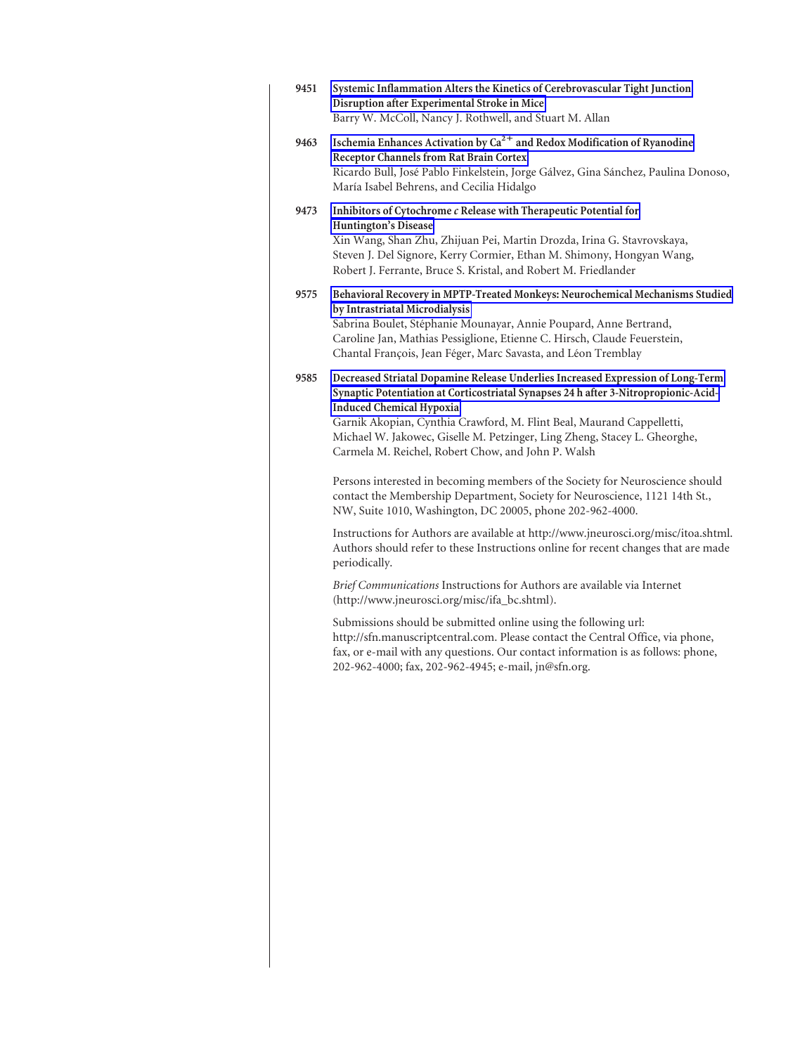9451 **Systemic Inflammation Alters the Kinetics of Cerebrovascular Tight Junction Disruption after Experimental Stroke in Mice**
Barry W. McColl, Nancy J. Rothwell, and Stuart M. Allan

9463 **Ischemia Enhances Activation by $Ca^{2+}$ and Redox Modification of Ryanodine Receptor Channels from Rat Brain Cortex**
Ricardo Bull, José Pablo Finkelstein, Jorge Gálvez, Gina Sánchez, Paulina Donoso, María Isabel Behrens, and Cecilia Hidalgo

9473 **Inhibitors of Cytochrome *c* Release with Therapeutic Potential for Huntington's Disease**
Xin Wang, Shan Zhu, Zhijuan Pei, Martin Drozda, Irina G. Stavrovskaya, Steven J. Del Signore, Kerry Cormier, Ethan M. Shimony, Hongyan Wang, Robert J. Ferrante, Bruce S. Kristal, and Robert M. Friedlander

9575 **Behavioral Recovery in MPTP-Treated Monkeys: Neurochemical Mechanisms Studied by Intrastriatal Microdialysis**
Sabrina Boulet, Stéphanie Mounayar, Annie Poupard, Anne Bertrand, Caroline Jan, Mathias Pessiglione, Etienne C. Hirsch, Claude Feuerstein, Chantal François, Jean Féger, Marc Savasta, and Léon Tremblay

9585 **Decreased Striatal Dopamine Release Underlies Increased Expression of Long-Term Synaptic Potentiation at Corticostriatal Synapses 24 h after 3-Nitropropionic-Acid-Induced Chemical Hypoxia**
Garnik Akopian, Cynthia Crawford, M. Flint Beal, Maurand Cappelletti, Michael W. Jakowec, Giselle M. Petzinger, Ling Zheng, Stacey L. Gheorghe, Carmela M. Reichel, Robert Chow, and John P. Walsh

Persons interested in becoming members of the Society for Neuroscience should contact the Membership Department, Society for Neuroscience, 1121 14th St., NW, Suite 1010, Washington, DC 20005, phone 202-962-4000.

Instructions for Authors are available at http://www.jneurosci.org/misc/itoa.shtml. Authors should refer to these Instructions online for recent changes that are made periodically.

*Brief Communications* Instructions for Authors are available via Internet (http://www.jneurosci.org/misc/ifa_bc.shtml).

Submissions should be submitted online using the following url: http://sfn.manuscriptcentral.com. Please contact the Central Office, via phone, fax, or e-mail with any questions. Our contact information is as follows: phone, 202-962-4000; fax, 202-962-4945; e-mail, jn@sfn.org.